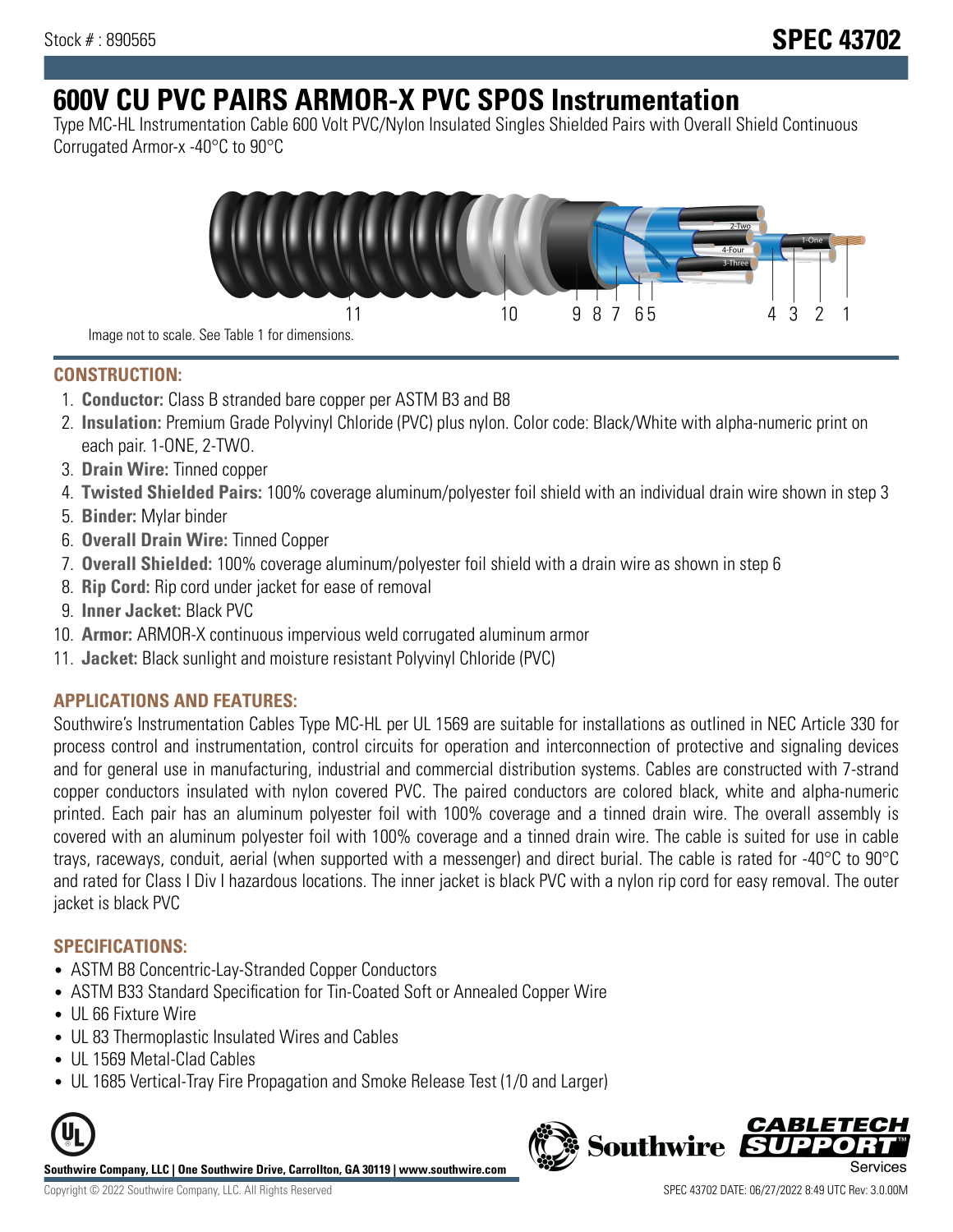Stock # : 890565

# SPEC 43702

# 600V CU PVC PAIRS ARMOR-X PVC SPOS Instrumentation

Type MC-HL Instrumentation Cable 600 Volt PVC/Nylon Insulated Singles Shielded Pairs with Overall Shield Continuous Corrugated Armor-x -40°C to 90°C

Image not to scale. See Table 1 for dimensions.

## CONSTRUCTION:

1. **Conductor:** Class B stranded bare copper per ASTM B3 and B8
2. **Insulation:** Premium Grade Polyvinyl Chloride (PVC) plus nylon. Color code: Black/White with alpha-numeric print on each pair. 1-ONE, 2-TWO.
3. **Drain Wire:** Tinned copper
4. **Twisted Shielded Pairs:** 100% coverage aluminum/polyester foil shield with an individual drain wire shown in step 3
5. **Binder:** Mylar binder
6. **Overall Drain Wire:** Tinned Copper
7. **Overall Shielded:** 100% coverage aluminum/polyester foil shield with a drain wire as shown in step 6
8. **Rip Cord:** Rip cord under jacket for ease of removal
9. **Inner Jacket:** Black PVC
10. **Armor:** ARMOR-X continuous impervious weld corrugated aluminum armor
11. **Jacket:** Black sunlight and moisture resistant Polyvinyl Chloride (PVC)

## APPLICATIONS AND FEATURES:

Southwire's Instrumentation Cables Type MC-HL per UL 1569 are suitable for installations as outlined in NEC Article 330 for process control and instrumentation, control circuits for operation and interconnection of protective and signaling devices and for general use in manufacturing, industrial and commercial distribution systems. Cables are constructed with 7-strand copper conductors insulated with nylon covered PVC. The paired conductors are colored black, white and alpha-numeric printed. Each pair has an aluminum polyester foil with 100% coverage and a tinned drain wire. The overall assembly is covered with an aluminum polyester foil with 100% coverage and a tinned drain wire. The cable is suited for use in cable trays, raceways, conduit, aerial (when supported with a messenger) and direct burial. The cable is rated for -40°C to 90°C and rated for Class I Div I hazardous locations. The inner jacket is black PVC with a nylon rip cord for easy removal. The outer jacket is black PVC

## SPECIFICATIONS:

- ASTM B8 Concentric-Lay-Stranded Copper Conductors
- ASTM B33 Standard Specification for Tin-Coated Soft or Annealed Copper Wire
- UL 66 Fixture Wire
- UL 83 Thermoplastic Insulated Wires and Cables
- UL 1569 Metal-Clad Cables
- UL 1685 Vertical-Tray Fire Propagation and Smoke Release Test (1/0 and Larger)

**Southwire Company, LLC | One Southwire Drive, Carrollton, GA 30119 | www.southwire.com**

Copyright © 2022 Southwire Company, LLC. All Rights Reserved

SPEC 43702 DATE: 06/27/2022 8:49 UTC Rev: 3.0.00M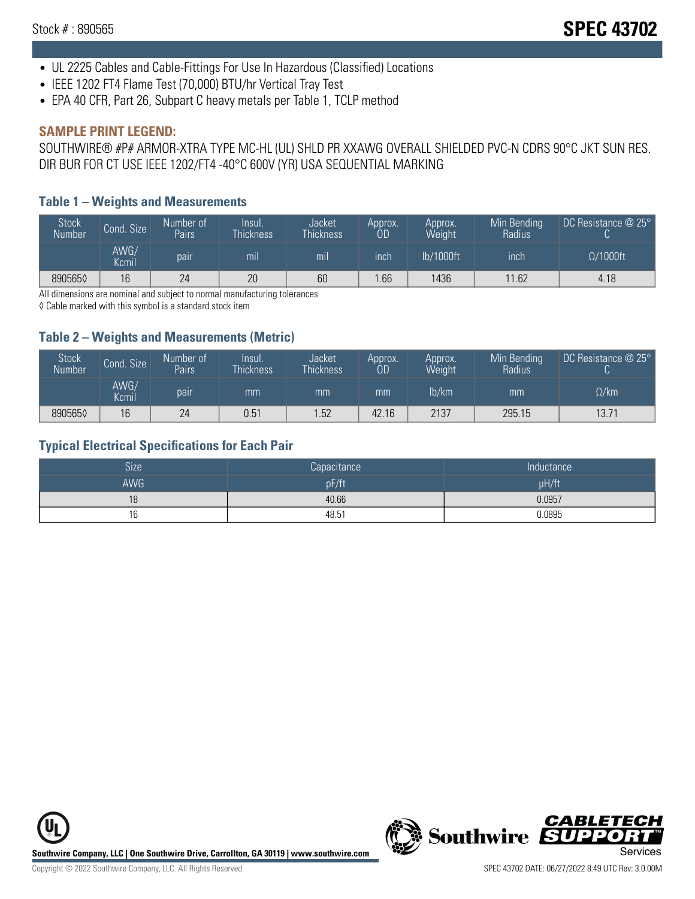- UL 2225 Cables and Cable-Fittings For Use In Hazardous (Classified) Locations
- IEEE 1202 FT4 Flame Test (70,000) BTU/hr Vertical Tray Test
- EPA 40 CFR, Part 26, Subpart C heavy metals per Table 1, TCLP method

### SAMPLE PRINT LEGEND:

SOUTHWIRE® #P# ARMOR-XTRA TYPE MC-HL (UL) SHLD PR XXAWG OVERALL SHIELDED PVC-N CDRS 90°C JKT SUN RES. DIR BUR FOR CT USE IEEE 1202/FT4 -40°C 600V (YR) USA SEQUENTIAL MARKING

### Table 1 – Weights and Measurements

| Stock Number | Cond. Size | Number of Pairs | Insul. Thickness | Jacket Thickness | Approx. OD | Approx. Weight | Min Bending Radius | DC Resistance @ 25° C |
|---|---|---|---|---|---|---|---|---|
| | AWG/ Kcmil | pair | mil | mil | inch | lb/1000ft | inch | Ω/1000ft |
| 890565◊ | 16 | 24 | 20 | 60 | 1.66 | 1436 | 11.62 | 4.18 |

All dimensions are nominal and subject to normal manufacturing tolerances

◊ Cable marked with this symbol is a standard stock item

### Table 2 – Weights and Measurements (Metric)

| Stock Number | Cond. Size | Number of Pairs | Insul. Thickness | Jacket Thickness | Approx. OD | Approx. Weight | Min Bending Radius | DC Resistance @ 25° C |
|---|---|---|---|---|---|---|---|---|
| | AWG/ Kcmil | pair | mm | mm | mm | lb/km | mm | Ω/km |
| 890565◊ | 16 | 24 | 0.51 | 1.52 | 42.16 | 2137 | 295.15 | 13.71 |

### Typical Electrical Specifications for Each Pair

| Size | Capacitance | Inductance |
|---|---|---|
| AWG | pF/ft | μH/ft |
| 18 | 40.66 | 0.0957 |
| 16 | 48.51 | 0.0895 |

Southwire Company, LLC | One Southwire Drive, Carrollton, GA 30119 | www.southwire.com

Copyright © 2022 Southwire Company, LLC. All Rights Reserved

SPEC 43702 DATE: 06/27/2022 8:49 UTC Rev: 3.0.00M